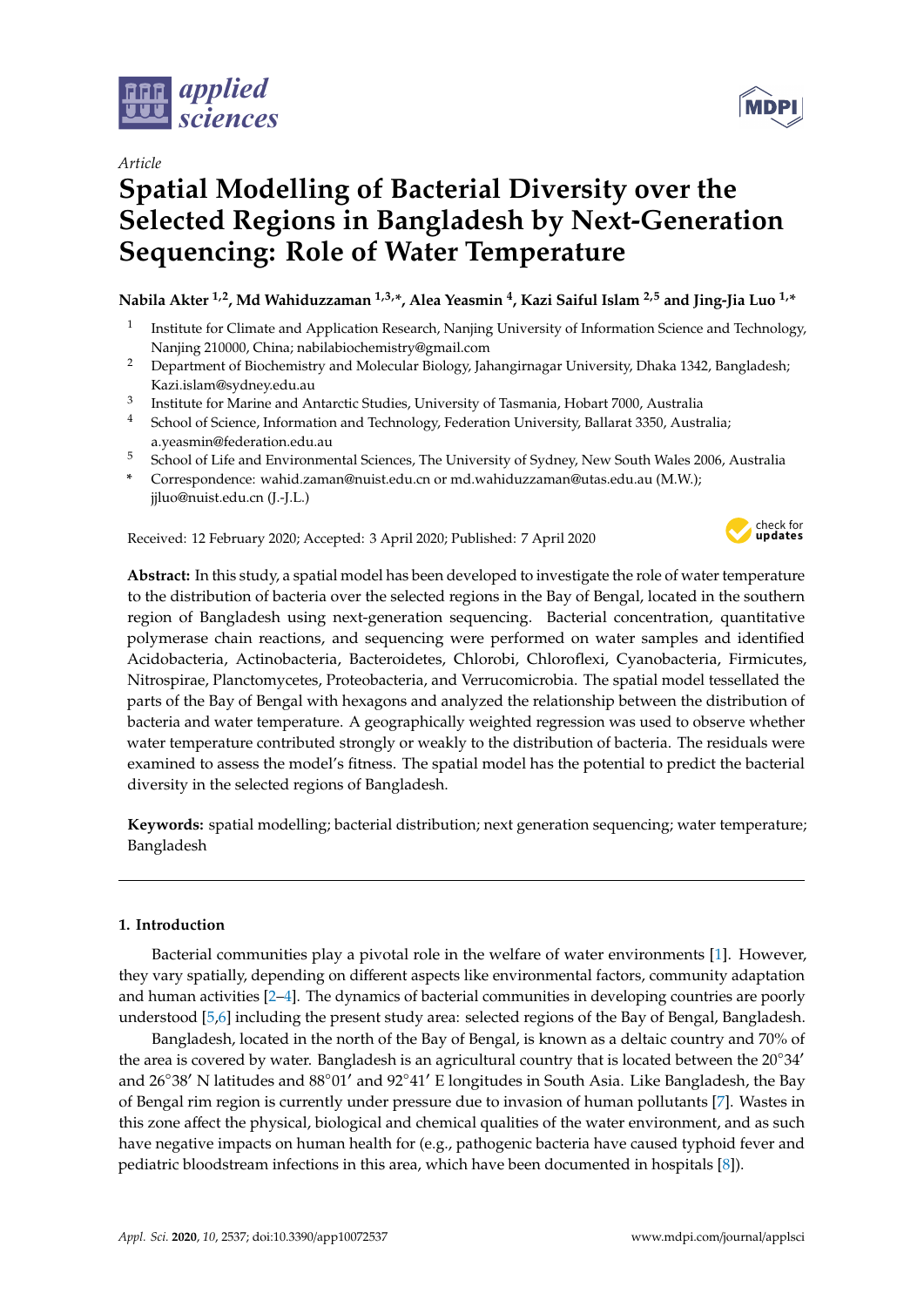Article

# Spatial Modelling of Bacterial Diversity over the Selected Regions in Bangladesh by Next-Generation Sequencing: Role of Water Temperature

**Nabila Akter [1,2], Md Wahiduzzaman [1,3,*], Alea Yeasmin [4], Kazi Saiful Islam [2,5] and Jing-Jia Luo [1,*]**

[1] Institute for Climate and Application Research, Nanjing University of Information Science and Technology, Nanjing 210000, China; nabilabiochemistry@gmail.com

[2] Department of Biochemistry and Molecular Biology, Jahangirnagar University, Dhaka 1342, Bangladesh; Kazi.islam@sydney.edu.au

[3] Institute for Marine and Antarctic Studies, University of Tasmania, Hobart 7000, Australia

[4] School of Science, Information and Technology, Federation University, Ballarat 3350, Australia; a.yeasmin@federation.edu.au

[5] School of Life and Environmental Sciences, The University of Sydney, New South Wales 2006, Australia

[*] Correspondence: wahid.zaman@nuist.edu.cn or md.wahiduzzaman@utas.edu.au (M.W.); jjluo@nuist.edu.cn (J.-J.L.)

Received: 12 February 2020; Accepted: 3 April 2020; Published: 7 April 2020

**Abstract:** In this study, a spatial model has been developed to investigate the role of water temperature to the distribution of bacteria over the selected regions in the Bay of Bengal, located in the southern region of Bangladesh using next-generation sequencing. Bacterial concentration, quantitative polymerase chain reactions, and sequencing were performed on water samples and identified Acidobacteria, Actinobacteria, Bacteroidetes, Chlorobi, Chloroflexi, Cyanobacteria, Firmicutes, Nitrospirae, Planctomycetes, Proteobacteria, and Verrucomicrobia. The spatial model tessellated the parts of the Bay of Bengal with hexagons and analyzed the relationship between the distribution of bacteria and water temperature. A geographically weighted regression was used to observe whether water temperature contributed strongly or weakly to the distribution of bacteria. The residuals were examined to assess the model's fitness. The spatial model has the potential to predict the bacterial diversity in the selected regions of Bangladesh.

**Keywords:** spatial modelling; bacterial distribution; next generation sequencing; water temperature; Bangladesh

## 1. Introduction

Bacterial communities play a pivotal role in the welfare of water environments [1]. However, they vary spatially, depending on different aspects like environmental factors, community adaptation and human activities [2–4]. The dynamics of bacterial communities in developing countries are poorly understood [5,6] including the present study area: selected regions of the Bay of Bengal, Bangladesh.

Bangladesh, located in the north of the Bay of Bengal, is known as a deltaic country and 70% of the area is covered by water. Bangladesh is an agricultural country that is located between the 20°34′ and 26°38′ N latitudes and 88°01′ and 92°41′ E longitudes in South Asia. Like Bangladesh, the Bay of Bengal rim region is currently under pressure due to invasion of human pollutants [7]. Wastes in this zone affect the physical, biological and chemical qualities of the water environment, and as such have negative impacts on human health for (e.g., pathogenic bacteria have caused typhoid fever and pediatric bloodstream infections in this area, which have been documented in hospitals [8]).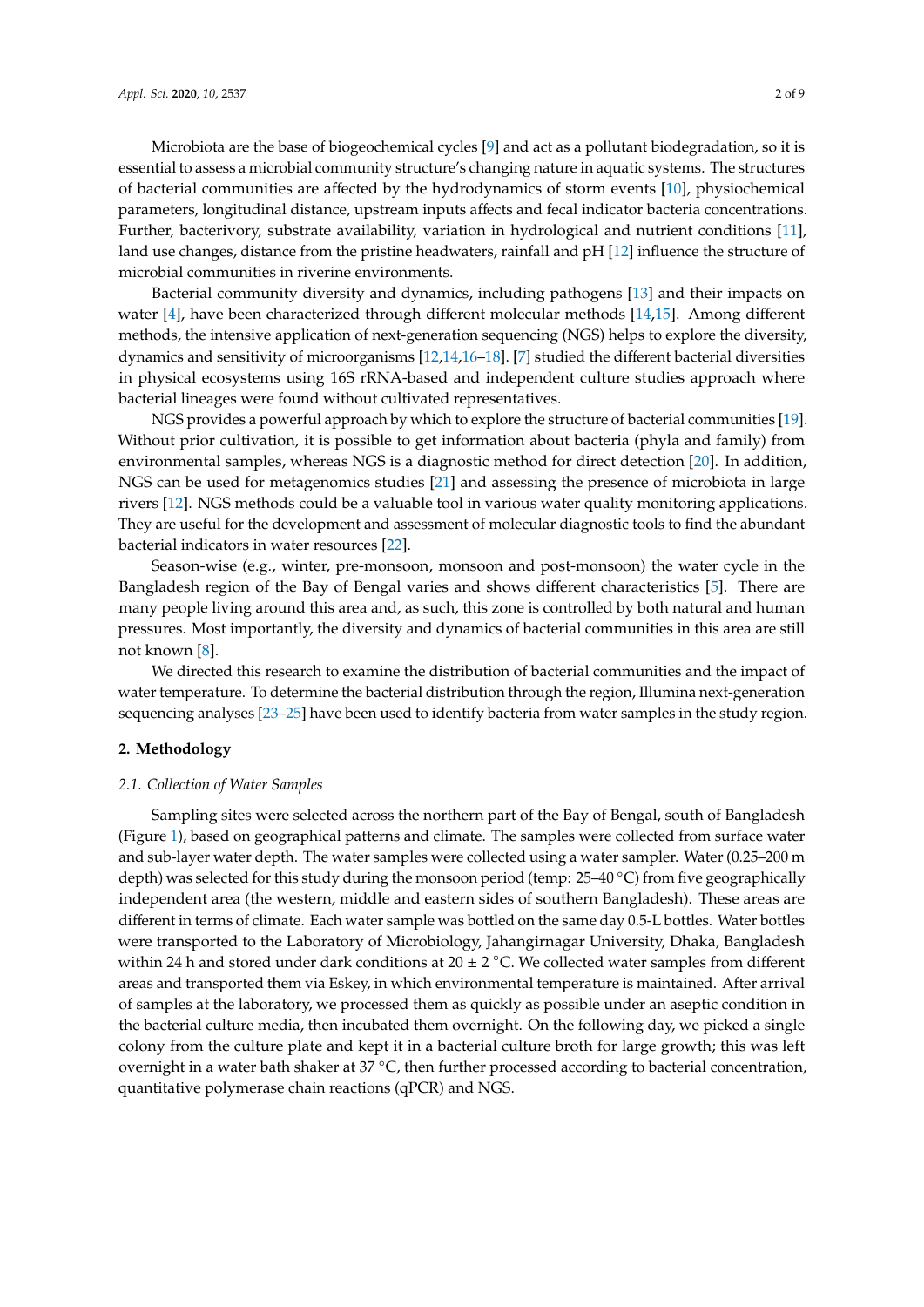Microbiota are the base of biogeochemical cycles [9] and act as a pollutant biodegradation, so it is essential to assess a microbial community structure's changing nature in aquatic systems. The structures of bacterial communities are affected by the hydrodynamics of storm events [10], physiochemical parameters, longitudinal distance, upstream inputs affects and fecal indicator bacteria concentrations. Further, bacterivory, substrate availability, variation in hydrological and nutrient conditions [11], land use changes, distance from the pristine headwaters, rainfall and pH [12] influence the structure of microbial communities in riverine environments.

Bacterial community diversity and dynamics, including pathogens [13] and their impacts on water [4], have been characterized through different molecular methods [14,15]. Among different methods, the intensive application of next-generation sequencing (NGS) helps to explore the diversity, dynamics and sensitivity of microorganisms [12,14,16–18]. [7] studied the different bacterial diversities in physical ecosystems using 16S rRNA-based and independent culture studies approach where bacterial lineages were found without cultivated representatives.

NGS provides a powerful approach by which to explore the structure of bacterial communities [19]. Without prior cultivation, it is possible to get information about bacteria (phyla and family) from environmental samples, whereas NGS is a diagnostic method for direct detection [20]. In addition, NGS can be used for metagenomics studies [21] and assessing the presence of microbiota in large rivers [12]. NGS methods could be a valuable tool in various water quality monitoring applications. They are useful for the development and assessment of molecular diagnostic tools to find the abundant bacterial indicators in water resources [22].

Season-wise (e.g., winter, pre-monsoon, monsoon and post-monsoon) the water cycle in the Bangladesh region of the Bay of Bengal varies and shows different characteristics [5]. There are many people living around this area and, as such, this zone is controlled by both natural and human pressures. Most importantly, the diversity and dynamics of bacterial communities in this area are still not known [8].

We directed this research to examine the distribution of bacterial communities and the impact of water temperature. To determine the bacterial distribution through the region, Illumina next-generation sequencing analyses [23–25] have been used to identify bacteria from water samples in the study region.

## 2. Methodology

### 2.1. Collection of Water Samples

Sampling sites were selected across the northern part of the Bay of Bengal, south of Bangladesh (Figure 1), based on geographical patterns and climate. The samples were collected from surface water and sub-layer water depth. The water samples were collected using a water sampler. Water (0.25–200 m depth) was selected for this study during the monsoon period (temp: 25–40 °C) from five geographically independent area (the western, middle and eastern sides of southern Bangladesh). These areas are different in terms of climate. Each water sample was bottled on the same day 0.5-L bottles. Water bottles were transported to the Laboratory of Microbiology, Jahangirnagar University, Dhaka, Bangladesh within 24 h and stored under dark conditions at 20 ± 2 °C. We collected water samples from different areas and transported them via Eskey, in which environmental temperature is maintained. After arrival of samples at the laboratory, we processed them as quickly as possible under an aseptic condition in the bacterial culture media, then incubated them overnight. On the following day, we picked a single colony from the culture plate and kept it in a bacterial culture broth for large growth; this was left overnight in a water bath shaker at 37 °C, then further processed according to bacterial concentration, quantitative polymerase chain reactions (qPCR) and NGS.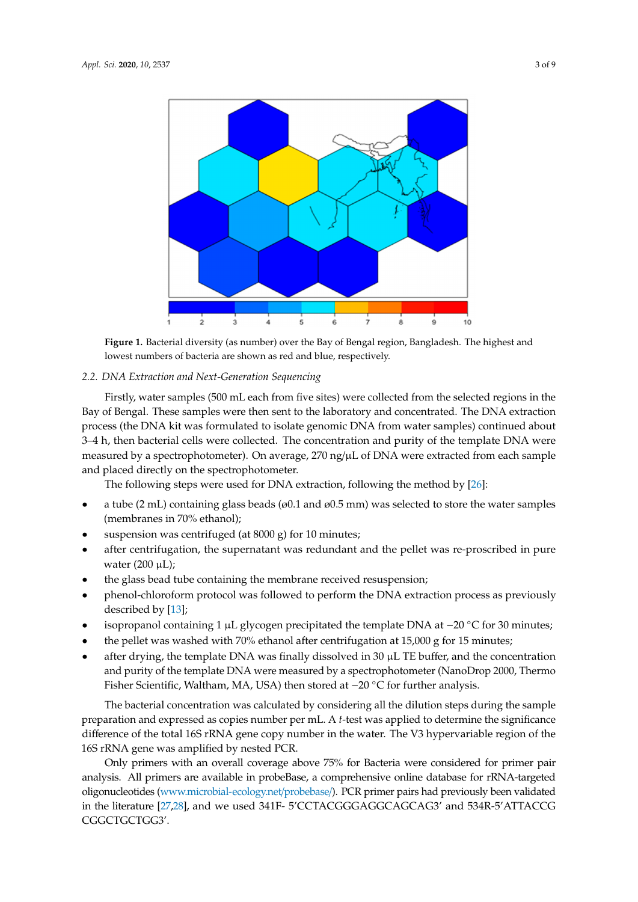**Figure 1.** Bacterial diversity (as number) over the Bay of Bengal region, Bangladesh. The highest and lowest numbers of bacteria are shown as red and blue, respectively.

*2.2. DNA Extraction and Next-Generation Sequencing*

Firstly, water samples (500 mL each from five sites) were collected from the selected regions in the Bay of Bengal. These samples were then sent to the laboratory and concentrated. The DNA extraction process (the DNA kit was formulated to isolate genomic DNA from water samples) continued about 3–4 h, then bacterial cells were collected. The concentration and purity of the template DNA were measured by a spectrophotometer). On average, 270 ng/μL of DNA were extracted from each sample and placed directly on the spectrophotometer.

The following steps were used for DNA extraction, following the method by [26]:

- a tube (2 mL) containing glass beads (ø0.1 and ø0.5 mm) was selected to store the water samples (membranes in 70% ethanol);
- suspension was centrifuged (at 8000 g) for 10 minutes;
- after centrifugation, the supernatant was redundant and the pellet was re-proscribed in pure water (200 μL);
- the glass bead tube containing the membrane received resuspension;
- phenol-chloroform protocol was followed to perform the DNA extraction process as previously described by [13];
- isopropanol containing 1 μL glycogen precipitated the template DNA at −20 °C for 30 minutes;
- the pellet was washed with 70% ethanol after centrifugation at 15,000 g for 15 minutes;
- after drying, the template DNA was finally dissolved in 30 μL TE buffer, and the concentration and purity of the template DNA were measured by a spectrophotometer (NanoDrop 2000, Thermo Fisher Scientific, Waltham, MA, USA) then stored at −20 °C for further analysis.

The bacterial concentration was calculated by considering all the dilution steps during the sample preparation and expressed as copies number per mL. A *t*-test was applied to determine the significance difference of the total 16S rRNA gene copy number in the water. The V3 hypervariable region of the 16S rRNA gene was amplified by nested PCR.

Only primers with an overall coverage above 75% for Bacteria were considered for primer pair analysis. All primers are available in probeBase, a comprehensive online database for rRNA-targeted oligonucleotides (www.microbial-ecology.net/probebase/). PCR primer pairs had previously been validated in the literature [27,28], and we used 341F- 5′CCTACGGGAGGCAGCAG3′ and 534R-5′ATTACCG CGGCTGCTGG3′.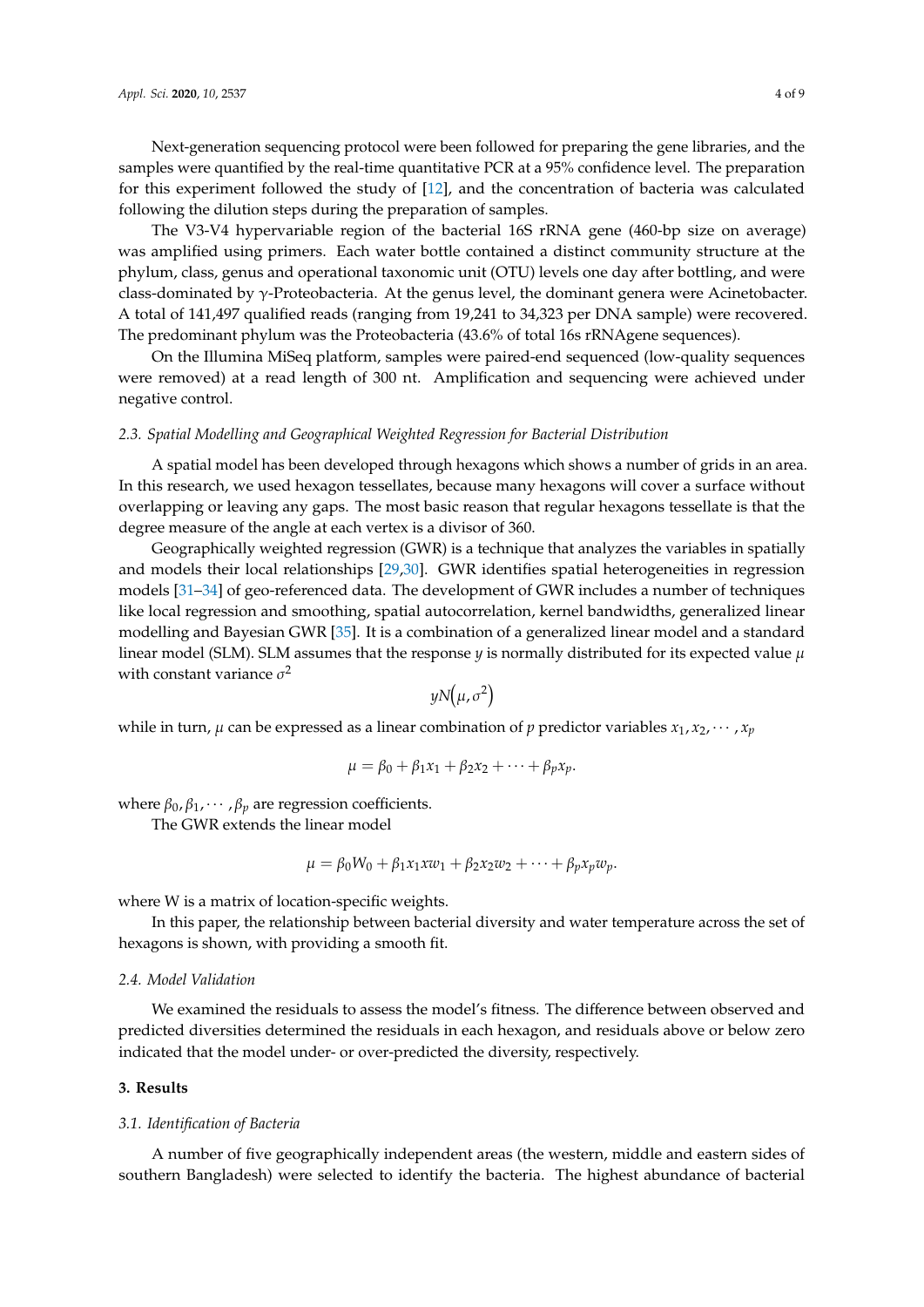Next-generation sequencing protocol were been followed for preparing the gene libraries, and the samples were quantified by the real-time quantitative PCR at a 95% confidence level. The preparation for this experiment followed the study of [12], and the concentration of bacteria was calculated following the dilution steps during the preparation of samples.

The V3-V4 hypervariable region of the bacterial 16S rRNA gene (460-bp size on average) was amplified using primers. Each water bottle contained a distinct community structure at the phylum, class, genus and operational taxonomic unit (OTU) levels one day after bottling, and were class-dominated by $\gamma$-Proteobacteria. At the genus level, the dominant genera were Acinetobacter. A total of 141,497 qualified reads (ranging from 19,241 to 34,323 per DNA sample) were recovered. The predominant phylum was the Proteobacteria (43.6% of total 16s rRNAgene sequences).

On the Illumina MiSeq platform, samples were paired-end sequenced (low-quality sequences were removed) at a read length of 300 nt. Amplification and sequencing were achieved under negative control.

### *2.3. Spatial Modelling and Geographical Weighted Regression for Bacterial Distribution*

A spatial model has been developed through hexagons which shows a number of grids in an area. In this research, we used hexagon tessellates, because many hexagons will cover a surface without overlapping or leaving any gaps. The most basic reason that regular hexagons tessellate is that the degree measure of the angle at each vertex is a divisor of 360.

Geographically weighted regression (GWR) is a technique that analyzes the variables in spatially and models their local relationships [29,30]. GWR identifies spatial heterogeneities in regression models [31–34] of geo-referenced data. The development of GWR includes a number of techniques like local regression and smoothing, spatial autocorrelation, kernel bandwidths, generalized linear modelling and Bayesian GWR [35]. It is a combination of a generalized linear model and a standard linear model (SLM). SLM assumes that the response $y$ is normally distributed for its expected value $\mu$ with constant variance $\sigma^2$

$$yN\left(\mu, \sigma^2\right)$$

while in turn, $\mu$ can be expressed as a linear combination of $p$ predictor variables $x_1, x_2, \cdots, x_p$

$$\mu = \beta_0 + \beta_1 x_1 + \beta_2 x_2 + \cdots + \beta_p x_p.$$

where $\beta_0, \beta_1, \cdots, \beta_p$ are regression coefficients.

The GWR extends the linear model

$$\mu = \beta_0 W_0 + \beta_1 x_1 x w_1 + \beta_2 x_2 w_2 + \cdots + \beta_p x_p w_p.$$

where W is a matrix of location-specific weights.

In this paper, the relationship between bacterial diversity and water temperature across the set of hexagons is shown, with providing a smooth fit.

### *2.4. Model Validation*

We examined the residuals to assess the model's fitness. The difference between observed and predicted diversities determined the residuals in each hexagon, and residuals above or below zero indicated that the model under- or over-predicted the diversity, respectively.

## **3. Results**

### *3.1. Identification of Bacteria*

A number of five geographically independent areas (the western, middle and eastern sides of southern Bangladesh) were selected to identify the bacteria. The highest abundance of bacterial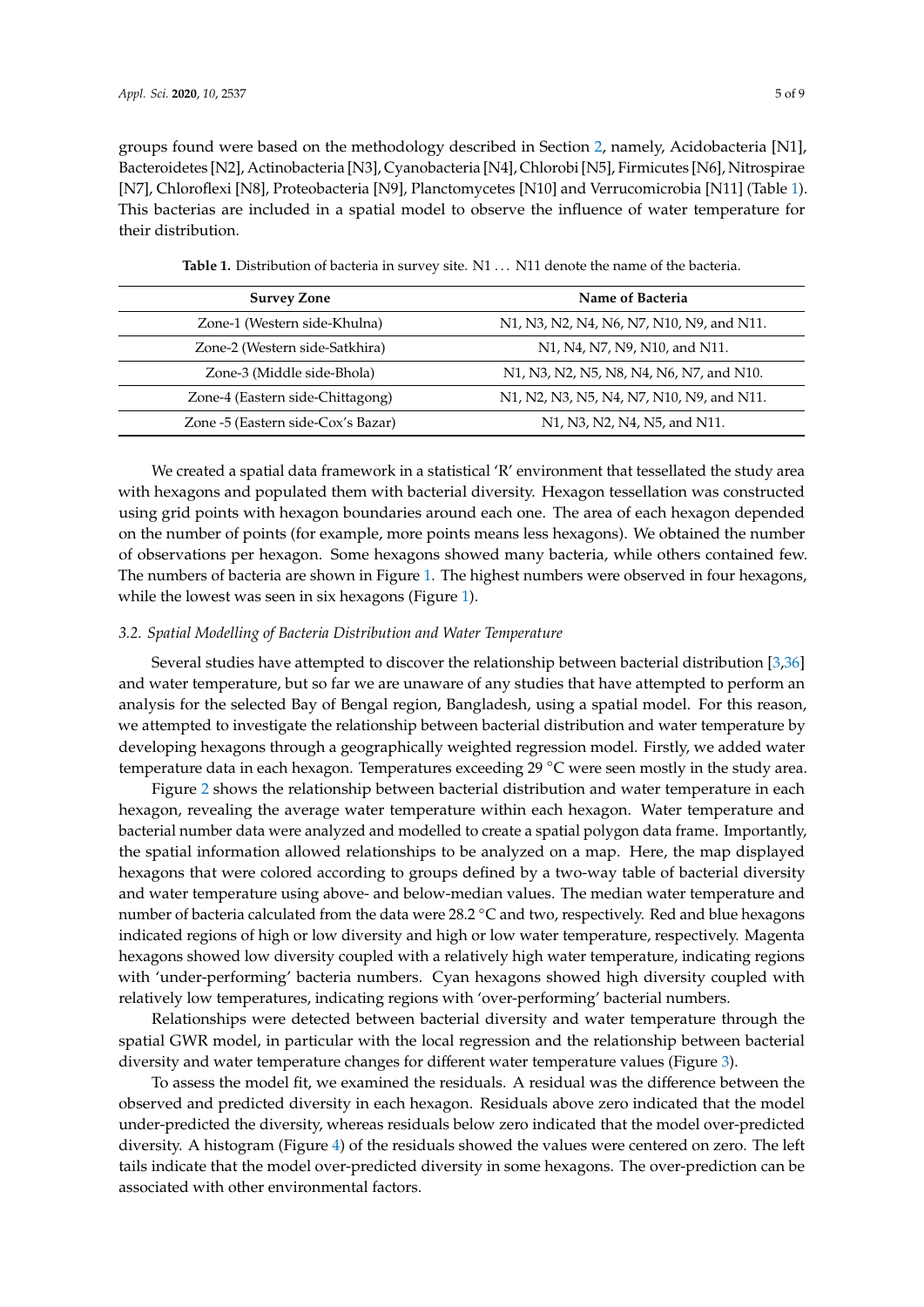groups found were based on the methodology described in Section 2, namely, Acidobacteria [N1], Bacteroidetes [N2], Actinobacteria [N3], Cyanobacteria [N4], Chlorobi [N5], Firmicutes [N6], Nitrospirae [N7], Chloroflexi [N8], Proteobacteria [N9], Planctomycetes [N10] and Verrucomicrobia [N11] (Table 1). This bacterias are included in a spatial model to observe the influence of water temperature for their distribution.

**Table 1.** Distribution of bacteria in survey site. N1 ... N11 denote the name of the bacteria.

| Survey Zone | Name of Bacteria |
| --- | --- |
| Zone-1 (Western side-Khulna) | N1, N3, N2, N4, N6, N7, N10, N9, and N11. |
| Zone-2 (Western side-Satkhira) | N1, N4, N7, N9, N10, and N11. |
| Zone-3 (Middle side-Bhola) | N1, N3, N2, N5, N8, N4, N6, N7, and N10. |
| Zone-4 (Eastern side-Chittagong) | N1, N2, N3, N5, N4, N7, N10, N9, and N11. |
| Zone -5 (Eastern side-Cox's Bazar) | N1, N3, N2, N4, N5, and N11. |

We created a spatial data framework in a statistical 'R' environment that tessellated the study area with hexagons and populated them with bacterial diversity. Hexagon tessellation was constructed using grid points with hexagon boundaries around each one. The area of each hexagon depended on the number of points (for example, more points means less hexagons). We obtained the number of observations per hexagon. Some hexagons showed many bacteria, while others contained few. The numbers of bacteria are shown in Figure 1. The highest numbers were observed in four hexagons, while the lowest was seen in six hexagons (Figure 1).

### 3.2. Spatial Modelling of Bacteria Distribution and Water Temperature

Several studies have attempted to discover the relationship between bacterial distribution [3,36] and water temperature, but so far we are unaware of any studies that have attempted to perform an analysis for the selected Bay of Bengal region, Bangladesh, using a spatial model. For this reason, we attempted to investigate the relationship between bacterial distribution and water temperature by developing hexagons through a geographically weighted regression model. Firstly, we added water temperature data in each hexagon. Temperatures exceeding 29 °C were seen mostly in the study area.

Figure 2 shows the relationship between bacterial distribution and water temperature in each hexagon, revealing the average water temperature within each hexagon. Water temperature and bacterial number data were analyzed and modelled to create a spatial polygon data frame. Importantly, the spatial information allowed relationships to be analyzed on a map. Here, the map displayed hexagons that were colored according to groups defined by a two-way table of bacterial diversity and water temperature using above- and below-median values. The median water temperature and number of bacteria calculated from the data were 28.2 °C and two, respectively. Red and blue hexagons indicated regions of high or low diversity and high or low water temperature, respectively. Magenta hexagons showed low diversity coupled with a relatively high water temperature, indicating regions with 'under-performing' bacteria numbers. Cyan hexagons showed high diversity coupled with relatively low temperatures, indicating regions with 'over-performing' bacterial numbers.

Relationships were detected between bacterial diversity and water temperature through the spatial GWR model, in particular with the local regression and the relationship between bacterial diversity and water temperature changes for different water temperature values (Figure 3).

To assess the model fit, we examined the residuals. A residual was the difference between the observed and predicted diversity in each hexagon. Residuals above zero indicated that the model under-predicted the diversity, whereas residuals below zero indicated that the model over-predicted diversity. A histogram (Figure 4) of the residuals showed the values were centered on zero. The left tails indicate that the model over-predicted diversity in some hexagons. The over-prediction can be associated with other environmental factors.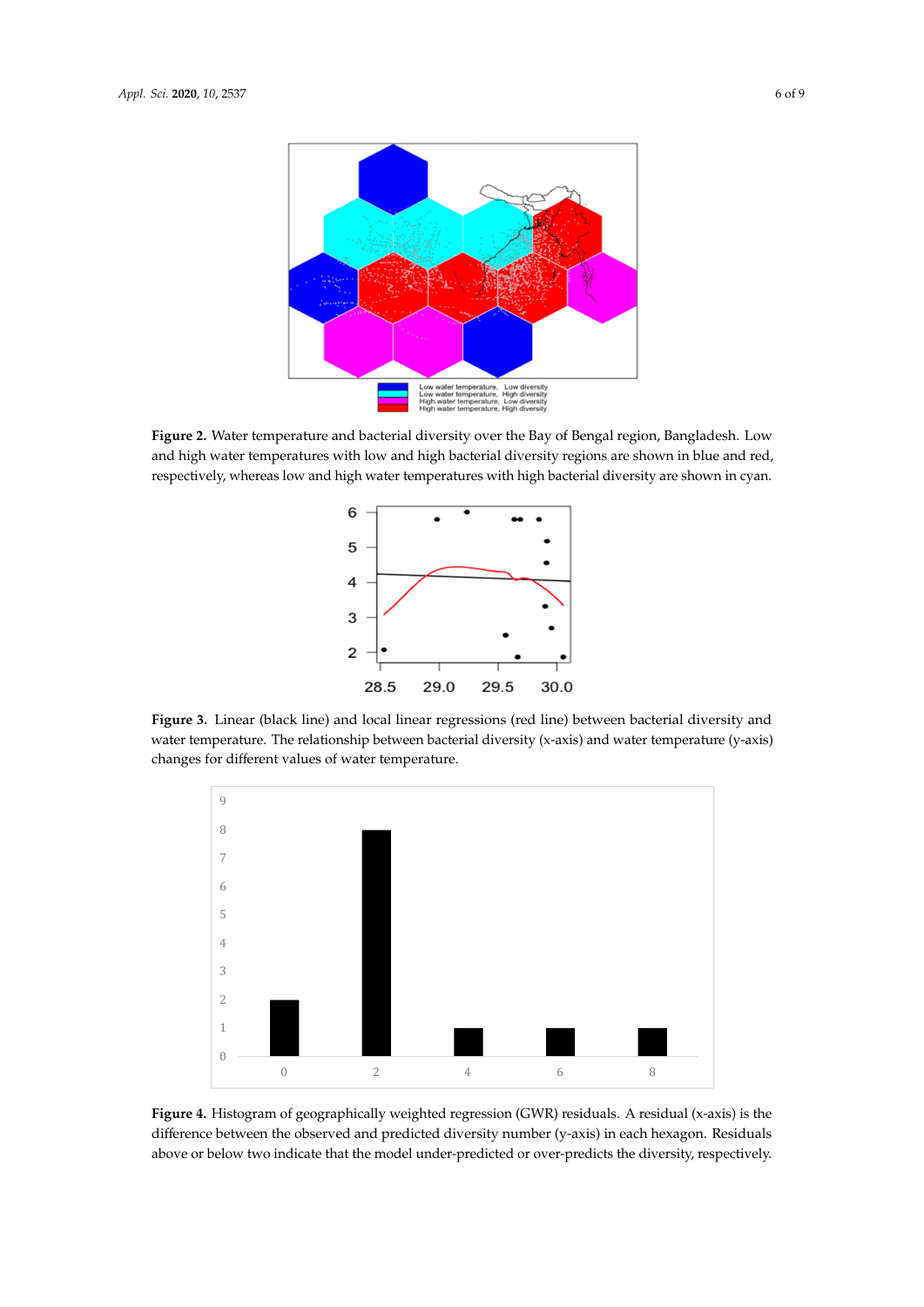**Figure 2.** Water temperature and bacterial diversity over the Bay of Bengal region, Bangladesh. Low and high water temperatures with low and high bacterial diversity regions are shown in blue and red, respectively, whereas low and high water temperatures with high bacterial diversity are shown in cyan.

**Figure 3.** Linear (black line) and local linear regressions (red line) between bacterial diversity and water temperature. The relationship between bacterial diversity (x-axis) and water temperature (y-axis) changes for different values of water temperature.

**Figure 4.** Histogram of geographically weighted regression (GWR) residuals. A residual (x-axis) is the difference between the observed and predicted diversity number (y-axis) in each hexagon. Residuals above or below two indicate that the model under-predicted or over-predicts the diversity, respectively.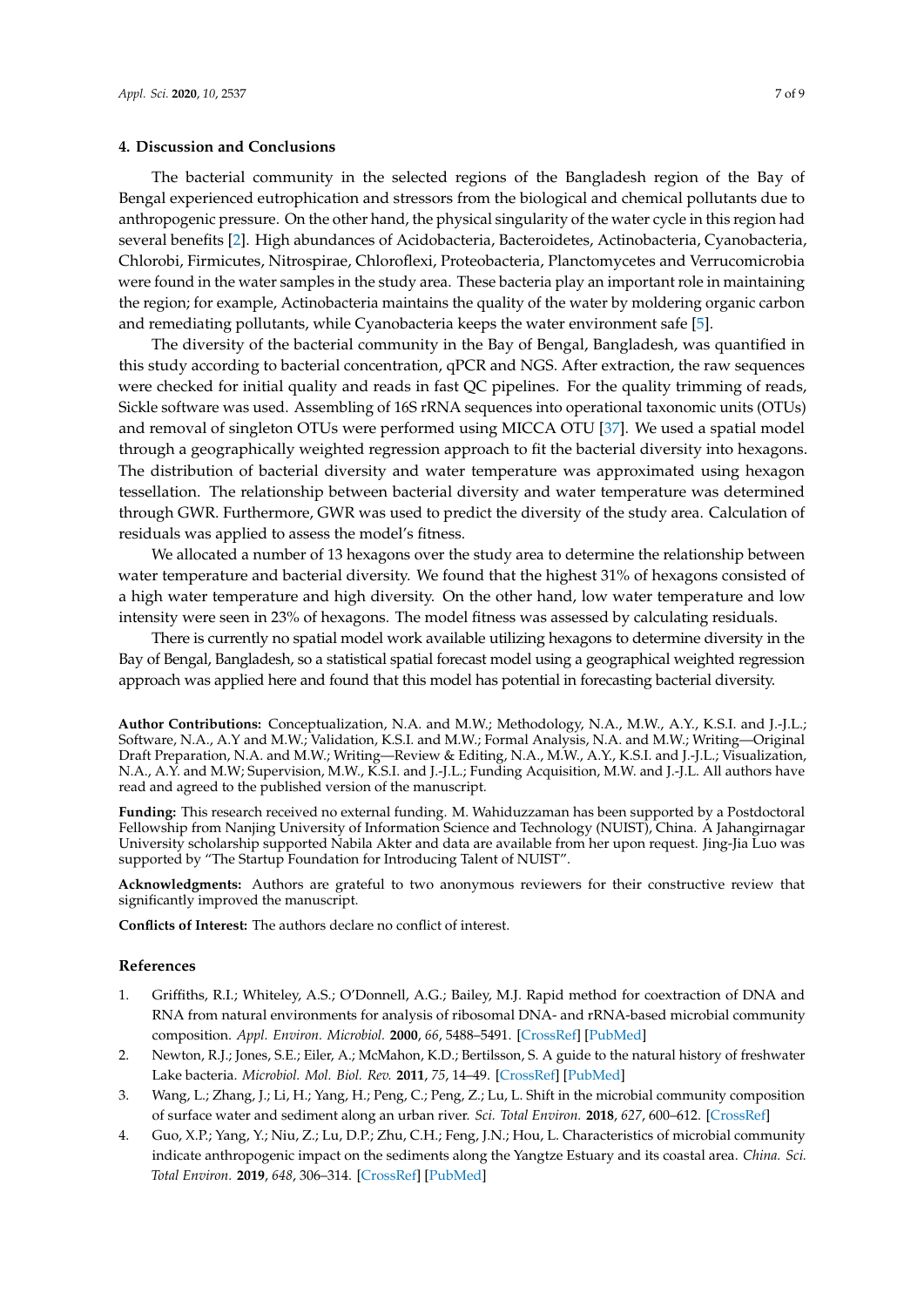## 4. Discussion and Conclusions

The bacterial community in the selected regions of the Bangladesh region of the Bay of Bengal experienced eutrophication and stressors from the biological and chemical pollutants due to anthropogenic pressure. On the other hand, the physical singularity of the water cycle in this region had several benefits [2]. High abundances of Acidobacteria, Bacteroidetes, Actinobacteria, Cyanobacteria, Chlorobi, Firmicutes, Nitrospirae, Chloroflexi, Proteobacteria, Planctomycetes and Verrucomicrobia were found in the water samples in the study area. These bacteria play an important role in maintaining the region; for example, Actinobacteria maintains the quality of the water by moldering organic carbon and remediating pollutants, while Cyanobacteria keeps the water environment safe [5].

The diversity of the bacterial community in the Bay of Bengal, Bangladesh, was quantified in this study according to bacterial concentration, qPCR and NGS. After extraction, the raw sequences were checked for initial quality and reads in fast QC pipelines. For the quality trimming of reads, Sickle software was used. Assembling of 16S rRNA sequences into operational taxonomic units (OTUs) and removal of singleton OTUs were performed using MICCA OTU [37]. We used a spatial model through a geographically weighted regression approach to fit the bacterial diversity into hexagons. The distribution of bacterial diversity and water temperature was approximated using hexagon tessellation. The relationship between bacterial diversity and water temperature was determined through GWR. Furthermore, GWR was used to predict the diversity of the study area. Calculation of residuals was applied to assess the model's fitness.

We allocated a number of 13 hexagons over the study area to determine the relationship between water temperature and bacterial diversity. We found that the highest 31% of hexagons consisted of a high water temperature and high diversity. On the other hand, low water temperature and low intensity were seen in 23% of hexagons. The model fitness was assessed by calculating residuals.

There is currently no spatial model work available utilizing hexagons to determine diversity in the Bay of Bengal, Bangladesh, so a statistical spatial forecast model using a geographical weighted regression approach was applied here and found that this model has potential in forecasting bacterial diversity.

**Author Contributions:** Conceptualization, N.A. and M.W.; Methodology, N.A., M.W., A.Y., K.S.I. and J.-J.L.; Software, N.A., A.Y and M.W.; Validation, K.S.I. and M.W.; Formal Analysis, N.A. and M.W.; Writing—Original Draft Preparation, N.A. and M.W.; Writing—Review & Editing, N.A., M.W., A.Y., K.S.I. and J.-J.L.; Visualization, N.A., A.Y. and M.W; Supervision, M.W., K.S.I. and J.-J.L.; Funding Acquisition, M.W. and J.-J.L. All authors have read and agreed to the published version of the manuscript.

**Funding:** This research received no external funding. M. Wahiduzzaman has been supported by a Postdoctoral Fellowship from Nanjing University of Information Science and Technology (NUIST), China. A Jahangirnagar University scholarship supported Nabila Akter and data are available from her upon request. Jing-Jia Luo was supported by "The Startup Foundation for Introducing Talent of NUIST".

**Acknowledgments:** Authors are grateful to two anonymous reviewers for their constructive review that significantly improved the manuscript.

**Conflicts of Interest:** The authors declare no conflict of interest.

## References

1. Griffiths, R.I.; Whiteley, A.S.; O'Donnell, A.G.; Bailey, M.J. Rapid method for coextraction of DNA and RNA from natural environments for analysis of ribosomal DNA- and rRNA-based microbial community composition. *Appl. Environ. Microbiol.* **2000**, *66*, 5488–5491. [CrossRef] [PubMed]
2. Newton, R.J.; Jones, S.E.; Eiler, A.; McMahon, K.D.; Bertilsson, S. A guide to the natural history of freshwater Lake bacteria. *Microbiol. Mol. Biol. Rev.* **2011**, *75*, 14–49. [CrossRef] [PubMed]
3. Wang, L.; Zhang, J.; Li, H.; Yang, H.; Peng, C.; Peng, Z.; Lu, L. Shift in the microbial community composition of surface water and sediment along an urban river. *Sci. Total Environ.* **2018**, *627*, 600–612. [CrossRef]
4. Guo, X.P.; Yang, Y.; Niu, Z.; Lu, D.P.; Zhu, C.H.; Feng, J.N.; Hou, L. Characteristics of microbial community indicate anthropogenic impact on the sediments along the Yangtze Estuary and its coastal area. *China. Sci. Total Environ.* **2019**, *648*, 306–314. [CrossRef] [PubMed]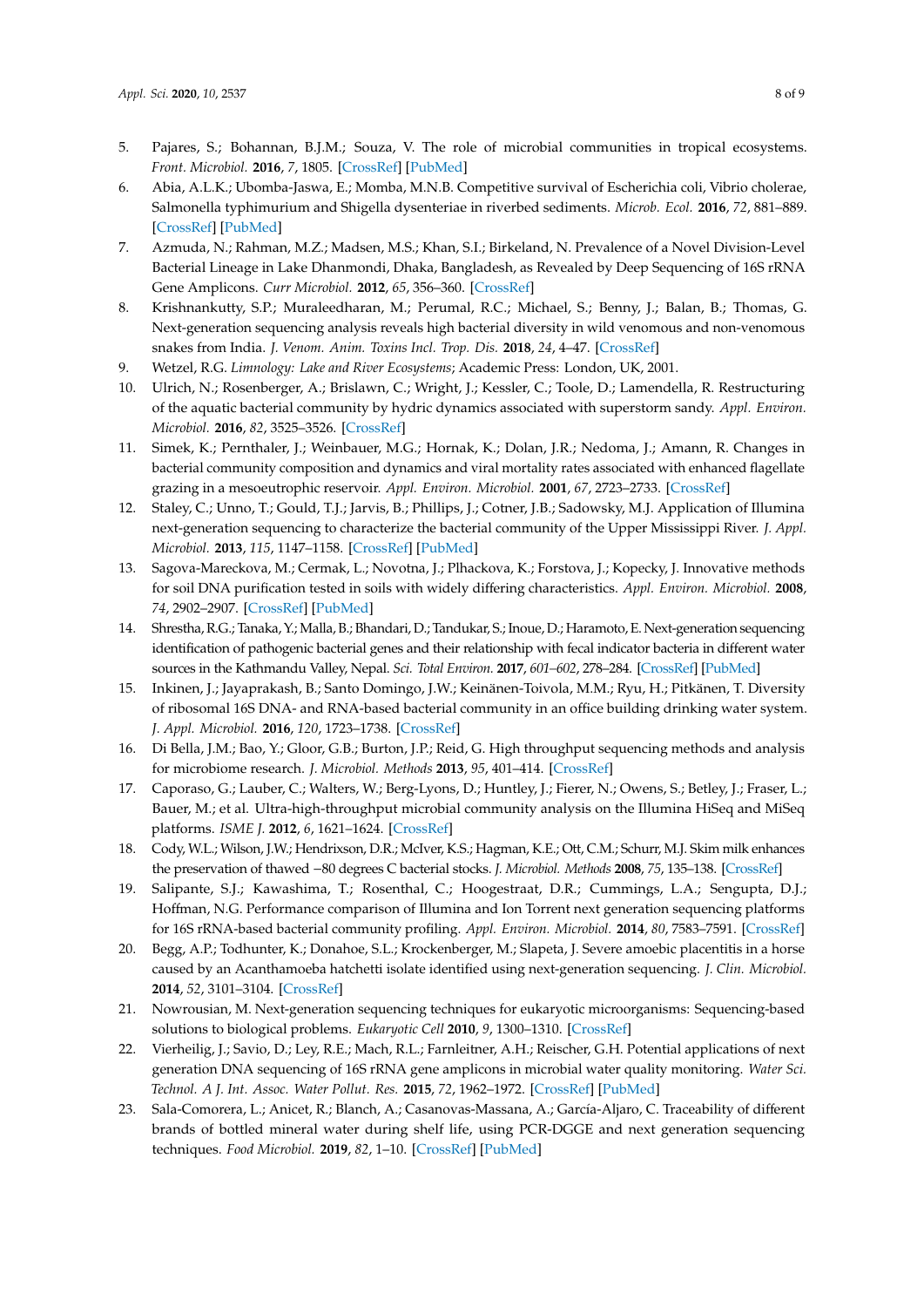5. Pajares, S.; Bohannan, B.J.M.; Souza, V. The role of microbial communities in tropical ecosystems. *Front. Microbiol.* **2016**, *7*, 1805. [CrossRef] [PubMed]
6. Abia, A.L.K.; Ubomba-Jaswa, E.; Momba, M.N.B. Competitive survival of Escherichia coli, Vibrio cholerae, Salmonella typhimurium and Shigella dysenteriae in riverbed sediments. *Microb. Ecol.* **2016**, *72*, 881–889. [CrossRef] [PubMed]
7. Azmuda, N.; Rahman, M.Z.; Madsen, M.S.; Khan, S.I.; Birkeland, N. Prevalence of a Novel Division-Level Bacterial Lineage in Lake Dhanmondi, Dhaka, Bangladesh, as Revealed by Deep Sequencing of 16S rRNA Gene Amplicons. *Curr Microbiol.* **2012**, *65*, 356–360. [CrossRef]
8. Krishnankutty, S.P.; Muraleedharan, M.; Perumal, R.C.; Michael, S.; Benny, J.; Balan, B.; Thomas, G. Next-generation sequencing analysis reveals high bacterial diversity in wild venomous and non-venomous snakes from India. *J. Venom. Anim. Toxins Incl. Trop. Dis.* **2018**, *24*, 4–47. [CrossRef]
9. Wetzel, R.G. *Limnology: Lake and River Ecosystems*; Academic Press: London, UK, 2001.
10. Ulrich, N.; Rosenberger, A.; Brislawn, C.; Wright, J.; Kessler, C.; Toole, D.; Lamendella, R. Restructuring of the aquatic bacterial community by hydric dynamics associated with superstorm sandy. *Appl. Environ. Microbiol.* **2016**, *82*, 3525–3526. [CrossRef]
11. Simek, K.; Pernthaler, J.; Weinbauer, M.G.; Hornak, K.; Dolan, J.R.; Nedoma, J.; Amann, R. Changes in bacterial community composition and dynamics and viral mortality rates associated with enhanced flagellate grazing in a mesoeutrophic reservoir. *Appl. Environ. Microbiol.* **2001**, *67*, 2723–2733. [CrossRef]
12. Staley, C.; Unno, T.; Gould, T.J.; Jarvis, B.; Phillips, J.; Cotner, J.B.; Sadowsky, M.J. Application of Illumina next-generation sequencing to characterize the bacterial community of the Upper Mississippi River. *J. Appl. Microbiol.* **2013**, *115*, 1147–1158. [CrossRef] [PubMed]
13. Sagova-Mareckova, M.; Cermak, L.; Novotna, J.; Plhackova, K.; Forstova, J.; Kopecky, J. Innovative methods for soil DNA purification tested in soils with widely differing characteristics. *Appl. Environ. Microbiol.* **2008**, *74*, 2902–2907. [CrossRef] [PubMed]
14. Shrestha, R.G.; Tanaka, Y.; Malla, B.; Bhandari, D.; Tandukar, S.; Inoue, D.; Haramoto, E. Next-generation sequencing identification of pathogenic bacterial genes and their relationship with fecal indicator bacteria in different water sources in the Kathmandu Valley, Nepal. *Sci. Total Environ.* **2017**, *601–602*, 278–284. [CrossRef] [PubMed]
15. Inkinen, J.; Jayaprakash, B.; Santo Domingo, J.W.; Keinänen-Toivola, M.M.; Ryu, H.; Pitkänen, T. Diversity of ribosomal 16S DNA- and RNA-based bacterial community in an office building drinking water system. *J. Appl. Microbiol.* **2016**, *120*, 1723–1738. [CrossRef]
16. Di Bella, J.M.; Bao, Y.; Gloor, G.B.; Burton, J.P.; Reid, G. High throughput sequencing methods and analysis for microbiome research. *J. Microbiol. Methods* **2013**, *95*, 401–414. [CrossRef]
17. Caporaso, G.; Lauber, C.; Walters, W.; Berg-Lyons, D.; Huntley, J.; Fierer, N.; Owens, S.; Betley, J.; Fraser, L.; Bauer, M.; et al. Ultra-high-throughput microbial community analysis on the Illumina HiSeq and MiSeq platforms. *ISME J.* **2012**, *6*, 1621–1624. [CrossRef]
18. Cody, W.L.; Wilson, J.W.; Hendrixson, D.R.; McIver, K.S.; Hagman, K.E.; Ott, C.M.; Schurr, M.J. Skim milk enhances the preservation of thawed −80 degrees C bacterial stocks. *J. Microbiol. Methods* **2008**, *75*, 135–138. [CrossRef]
19. Salipante, S.J.; Kawashima, T.; Rosenthal, C.; Hoogestraat, D.R.; Cummings, L.A.; Sengupta, D.J.; Hoffman, N.G. Performance comparison of Illumina and Ion Torrent next generation sequencing platforms for 16S rRNA-based bacterial community profiling. *Appl. Environ. Microbiol.* **2014**, *80*, 7583–7591. [CrossRef]
20. Begg, A.P.; Todhunter, K.; Donahoe, S.L.; Krockenberger, M.; Slapeta, J. Severe amoebic placentitis in a horse caused by an Acanthamoeba hatchetti isolate identified using next-generation sequencing. *J. Clin. Microbiol.* **2014**, *52*, 3101–3104. [CrossRef]
21. Nowrousian, M. Next-generation sequencing techniques for eukaryotic microorganisms: Sequencing-based solutions to biological problems. *Eukaryotic Cell* **2010**, *9*, 1300–1310. [CrossRef]
22. Vierheilig, J.; Savio, D.; Ley, R.E.; Mach, R.L.; Farnleitner, A.H.; Reischer, G.H. Potential applications of next generation DNA sequencing of 16S rRNA gene amplicons in microbial water quality monitoring. *Water Sci. Technol. A J. Int. Assoc. Water Pollut. Res.* **2015**, *72*, 1962–1972. [CrossRef] [PubMed]
23. Sala-Comorera, L.; Anicet, R.; Blanch, A.; Casanovas-Massana, A.; García-Aljaro, C. Traceability of different brands of bottled mineral water during shelf life, using PCR-DGGE and next generation sequencing techniques. *Food Microbiol.* **2019**, *82*, 1–10. [CrossRef] [PubMed]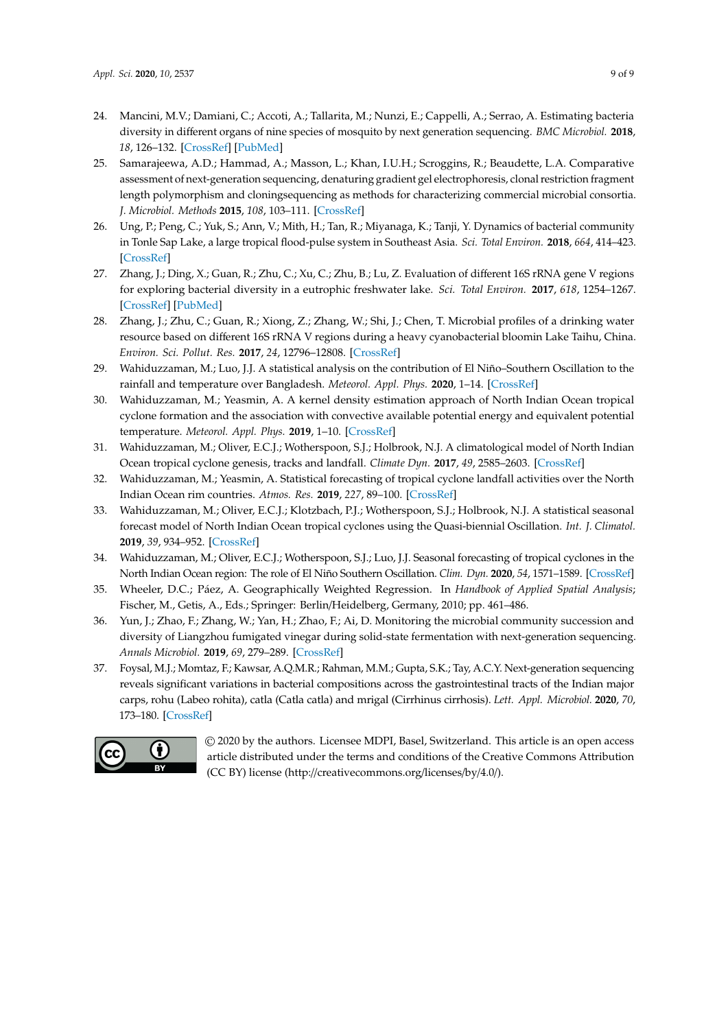24. Mancini, M.V.; Damiani, C.; Accoti, A.; Tallarita, M.; Nunzi, E.; Cappelli, A.; Serrao, A. Estimating bacteria diversity in different organs of nine species of mosquito by next generation sequencing. *BMC Microbiol.* **2018**, *18*, 126–132. [CrossRef] [PubMed]
25. Samarajeewa, A.D.; Hammad, A.; Masson, L.; Khan, I.U.H.; Scroggins, R.; Beaudette, L.A. Comparative assessment of next-generation sequencing, denaturing gradient gel electrophoresis, clonal restriction fragment length polymorphism and cloningsequencing as methods for characterizing commercial microbial consortia. *J. Microbiol. Methods* **2015**, *108*, 103–111. [CrossRef]
26. Ung, P.; Peng, C.; Yuk, S.; Ann, V.; Mith, H.; Tan, R.; Miyanaga, K.; Tanji, Y. Dynamics of bacterial community in Tonle Sap Lake, a large tropical flood-pulse system in Southeast Asia. *Sci. Total Environ.* **2018**, *664*, 414–423. [CrossRef]
27. Zhang, J.; Ding, X.; Guan, R.; Zhu, C.; Xu, C.; Zhu, B.; Lu, Z. Evaluation of different 16S rRNA gene V regions for exploring bacterial diversity in a eutrophic freshwater lake. *Sci. Total Environ.* **2017**, *618*, 1254–1267. [CrossRef] [PubMed]
28. Zhang, J.; Zhu, C.; Guan, R.; Xiong, Z.; Zhang, W.; Shi, J.; Chen, T. Microbial profiles of a drinking water resource based on different 16S rRNA V regions during a heavy cyanobacterial bloomin Lake Taihu, China. *Environ. Sci. Pollut. Res.* **2017**, *24*, 12796–12808. [CrossRef]
29. Wahiduzzaman, M.; Luo, J.J. A statistical analysis on the contribution of El Niño–Southern Oscillation to the rainfall and temperature over Bangladesh. *Meteorol. Appl. Phys.* **2020**, 1–14. [CrossRef]
30. Wahiduzzaman, M.; Yeasmin, A. A kernel density estimation approach of North Indian Ocean tropical cyclone formation and the association with convective available potential energy and equivalent potential temperature. *Meteorol. Appl. Phys.* **2019**, 1–10. [CrossRef]
31. Wahiduzzaman, M.; Oliver, E.C.J.; Wotherspoon, S.J.; Holbrook, N.J. A climatological model of North Indian Ocean tropical cyclone genesis, tracks and landfall. *Climate Dyn.* **2017**, *49*, 2585–2603. [CrossRef]
32. Wahiduzzaman, M.; Yeasmin, A. Statistical forecasting of tropical cyclone landfall activities over the North Indian Ocean rim countries. *Atmos. Res.* **2019**, *227*, 89–100. [CrossRef]
33. Wahiduzzaman, M.; Oliver, E.C.J.; Klotzbach, P.J.; Wotherspoon, S.J.; Holbrook, N.J. A statistical seasonal forecast model of North Indian Ocean tropical cyclones using the Quasi-biennial Oscillation. *Int. J. Climatol.* **2019**, *39*, 934–952. [CrossRef]
34. Wahiduzzaman, M.; Oliver, E.C.J.; Wotherspoon, S.J.; Luo, J.J. Seasonal forecasting of tropical cyclones in the North Indian Ocean region: The role of El Niño Southern Oscillation. *Clim. Dyn.* **2020**, *54*, 1571–1589. [CrossRef]
35. Wheeler, D.C.; Páez, A. Geographically Weighted Regression. In *Handbook of Applied Spatial Analysis*; Fischer, M., Getis, A., Eds.; Springer: Berlin/Heidelberg, Germany, 2010; pp. 461–486.
36. Yun, J.; Zhao, F.; Zhang, W.; Yan, H.; Zhao, F.; Ai, D. Monitoring the microbial community succession and diversity of Liangzhou fumigated vinegar during solid-state fermentation with next-generation sequencing. *Annals Microbiol.* **2019**, *69*, 279–289. [CrossRef]
37. Foysal, M.J.; Momtaz, F.; Kawsar, A.Q.M.R.; Rahman, M.M.; Gupta, S.K.; Tay, A.C.Y. Next-generation sequencing reveals significant variations in bacterial compositions across the gastrointestinal tracts of the Indian major carps, rohu (Labeo rohita), catla (Catla catla) and mrigal (Cirrhinus cirrhosis). *Lett. Appl. Microbiol.* **2020**, *70*, 173–180. [CrossRef]

© 2020 by the authors. Licensee MDPI, Basel, Switzerland. This article is an open access article distributed under the terms and conditions of the Creative Commons Attribution (CC BY) license (http://creativecommons.org/licenses/by/4.0/).